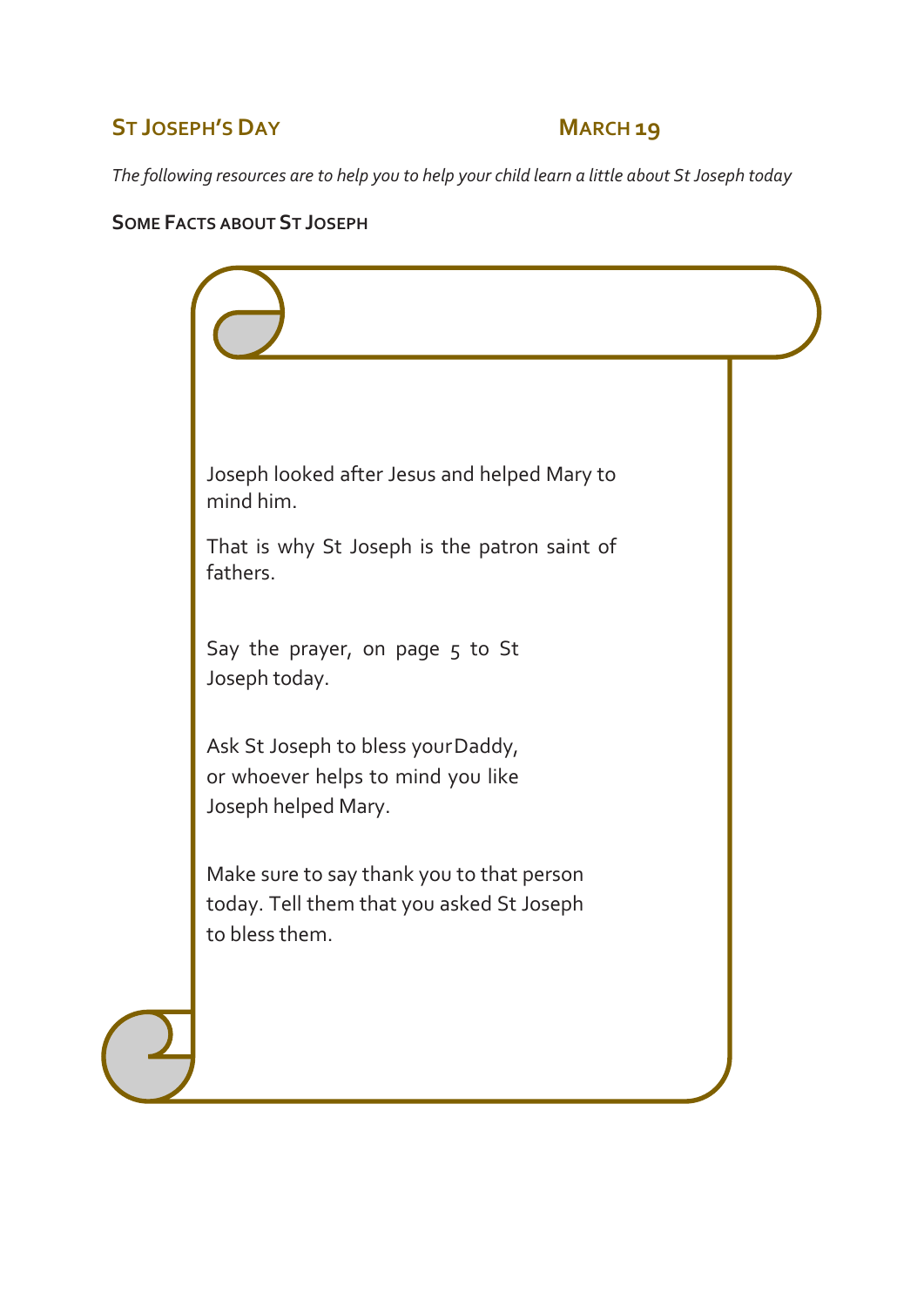## ST JOSEPH'S DAY — MARCH 19

*The following resources are to help you to help your child learn a little about St Joseph today*

### SOME FACTS ABOUT ST JOSEPH

Joseph looked after Jesus and helped Mary to mind him.

That is why St Joseph is the patron saint of fathers.

Say the prayer, on page 5 to St Joseph today.

Ask St Joseph to bless your Daddy, or whoever helps to mind you like Joseph helped Mary.

Make sure to say thank you to that person today. Tell them that you asked St Joseph to bless them.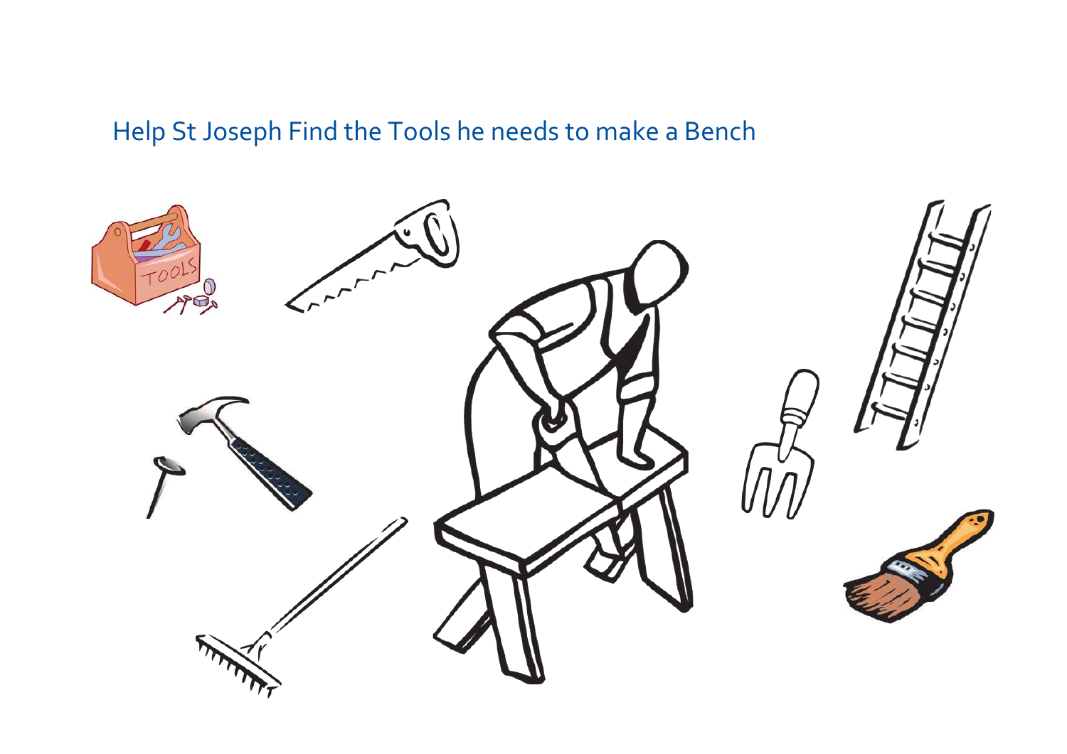Help St Joseph Find the Tools he needs to make a Bench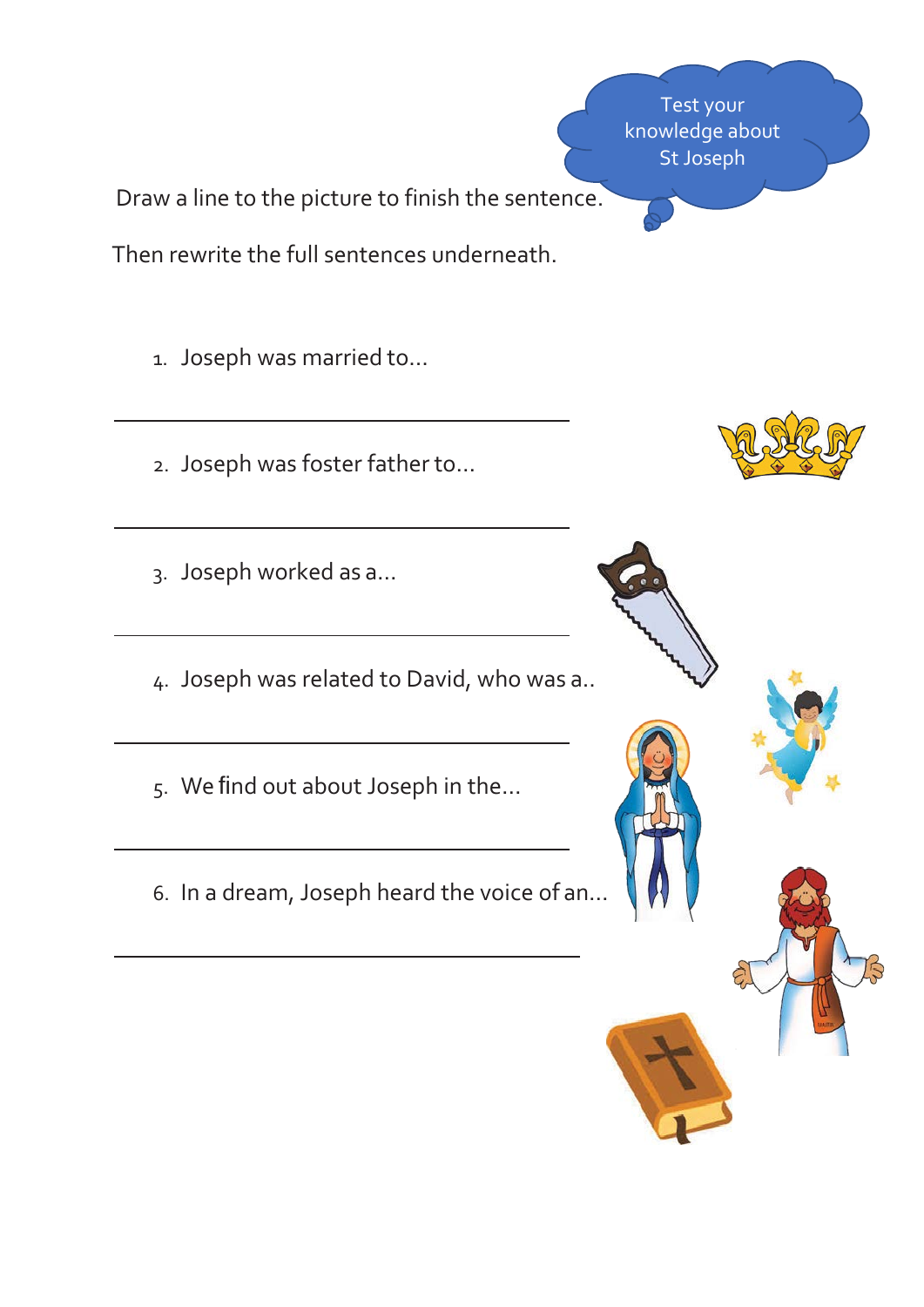Test your knowledge about St Joseph

Draw a line to the picture to finish the sentence.

Then rewrite the full sentences underneath.

1. Joseph was married to…

_______________________________________

2. Joseph was foster father to…

_______________________________________

3. Joseph worked as a…

_______________________________________

4. Joseph was related to David, who was a..

_______________________________________

5. We find out about Joseph in the…

_______________________________________

6. In a dream, Joseph heard the voice of an…

_______________________________________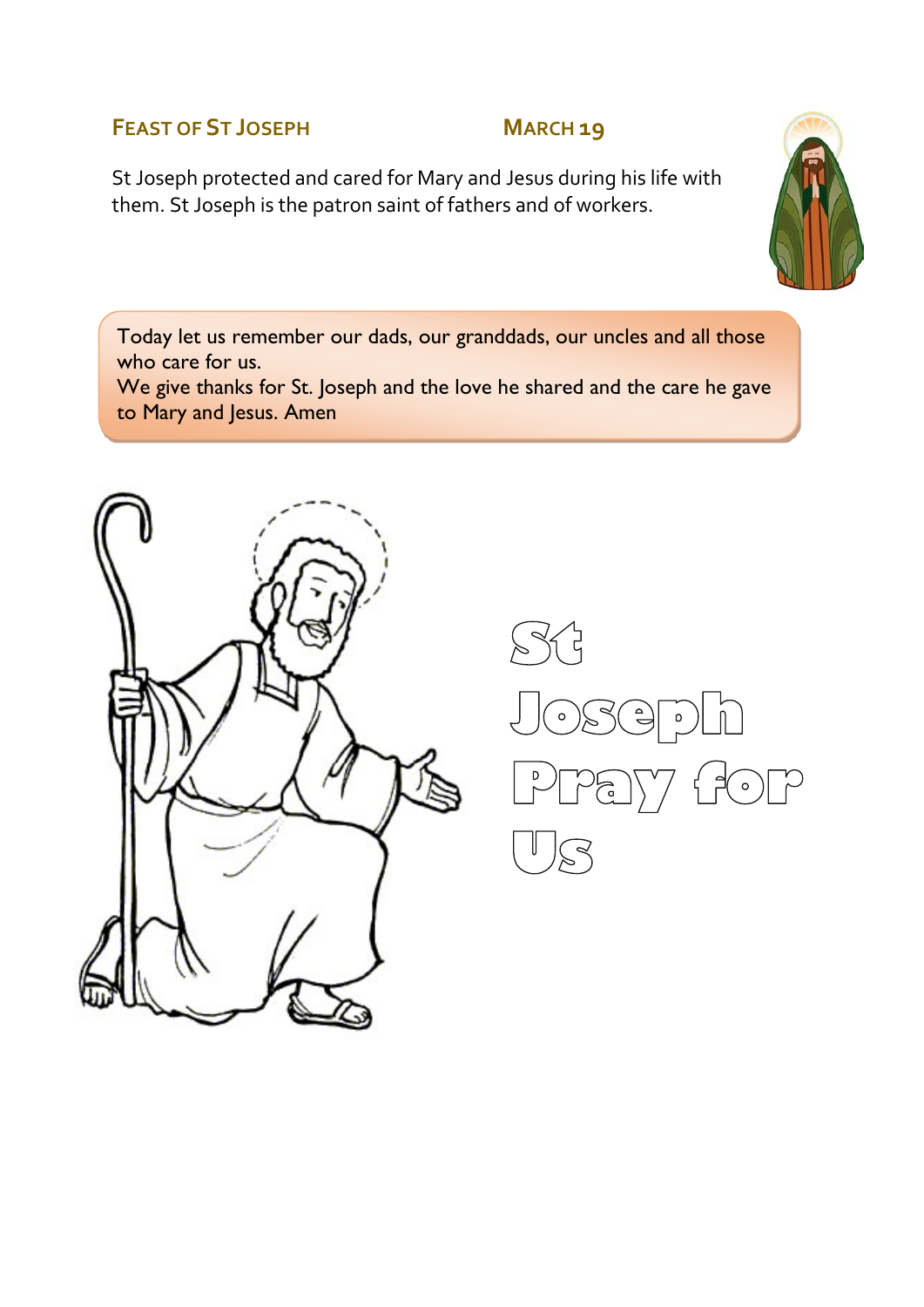## Feast of St Joseph — March 19

St Joseph protected and cared for Mary and Jesus during his life with them. St Joseph is the patron saint of fathers and of workers.

Today let us remember our dads, our granddads, our uncles and all those who care for us.
We give thanks for St. Joseph and the love he shared and the care he gave to Mary and Jesus. Amen

St Joseph Pray for Us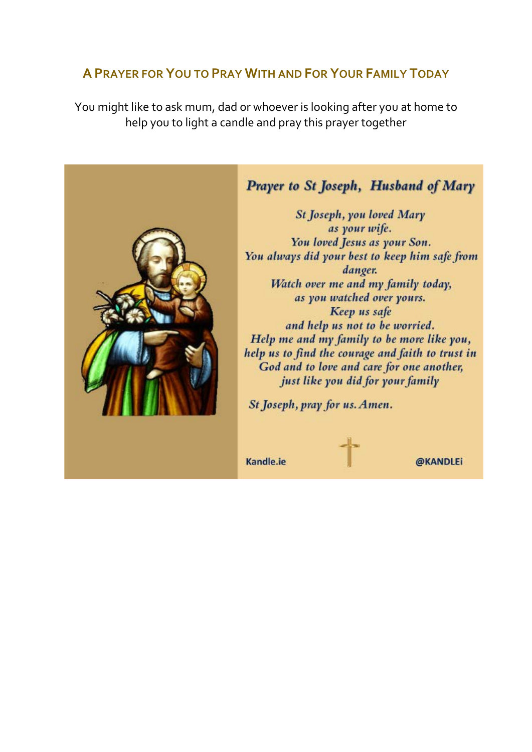## A Prayer for You to Pray With and For Your Family Today

You might like to ask mum, dad or whoever is looking after you at home to help you to light a candle and pray this prayer together

### *Prayer to St Joseph, Husband of Mary*

*St Joseph, you loved Mary*
*as your wife.*
*You loved Jesus as your Son.*
*You always did your best to keep him safe from danger.*
*Watch over me and my family today,*
*as you watched over yours.*
*Keep us safe*
*and help us not to be worried.*
*Help me and my family to be more like you,*
*help us to find the courage and faith to trust in God and to love and care for one another,*
*just like you did for your family*

*St Joseph, pray for us. Amen.*

Kandle.ie

@KANDLEi